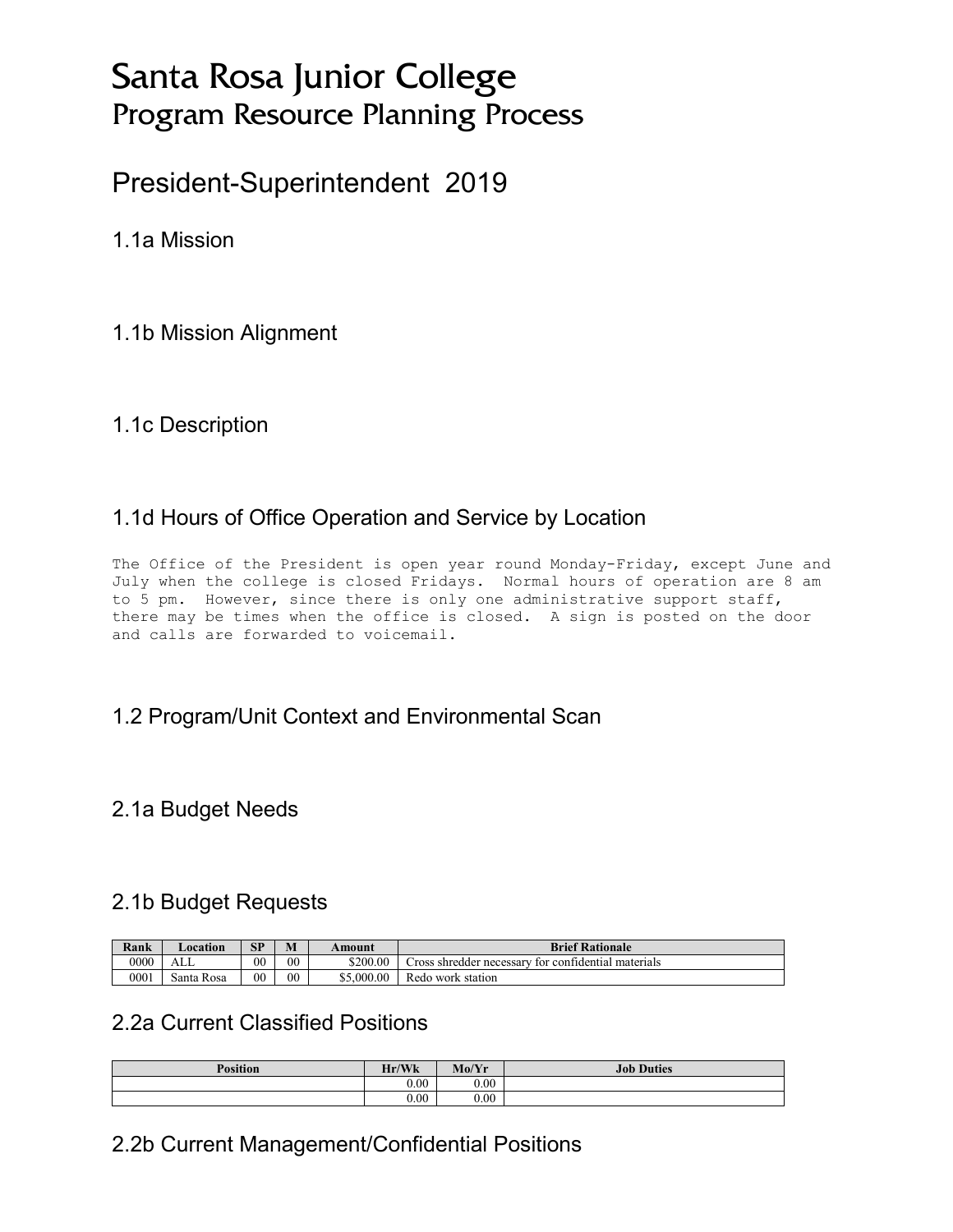# Santa Rosa Junior College
## Program Resource Planning Process

## President-Superintendent 2019

### 1.1a Mission

### 1.1b Mission Alignment

### 1.1c Description

### 1.1d Hours of Office Operation and Service by Location

The Office of the President is open year round Monday-Friday, except June and July when the college is closed Fridays. Normal hours of operation are 8 am to 5 pm. However, since there is only one administrative support staff, there may be times when the office is closed. A sign is posted on the door and calls are forwarded to voicemail.

### 1.2 Program/Unit Context and Environmental Scan

### 2.1a Budget Needs

### 2.1b Budget Requests

| Rank | Location | SP | M | Amount | Brief Rationale |
|---|---|---|---|---|---|
| 0000 | ALL | 00 | 00 | $200.00 | Cross shredder necessary for confidential materials |
| 0001 | Santa Rosa | 00 | 00 | $5,000.00 | Redo work station |

### 2.2a Current Classified Positions

| Position | Hr/Wk | Mo/Yr | Job Duties |
|---|---|---|---|
| | 0.00 | 0.00 | |
| | 0.00 | 0.00 | |

### 2.2b Current Management/Confidential Positions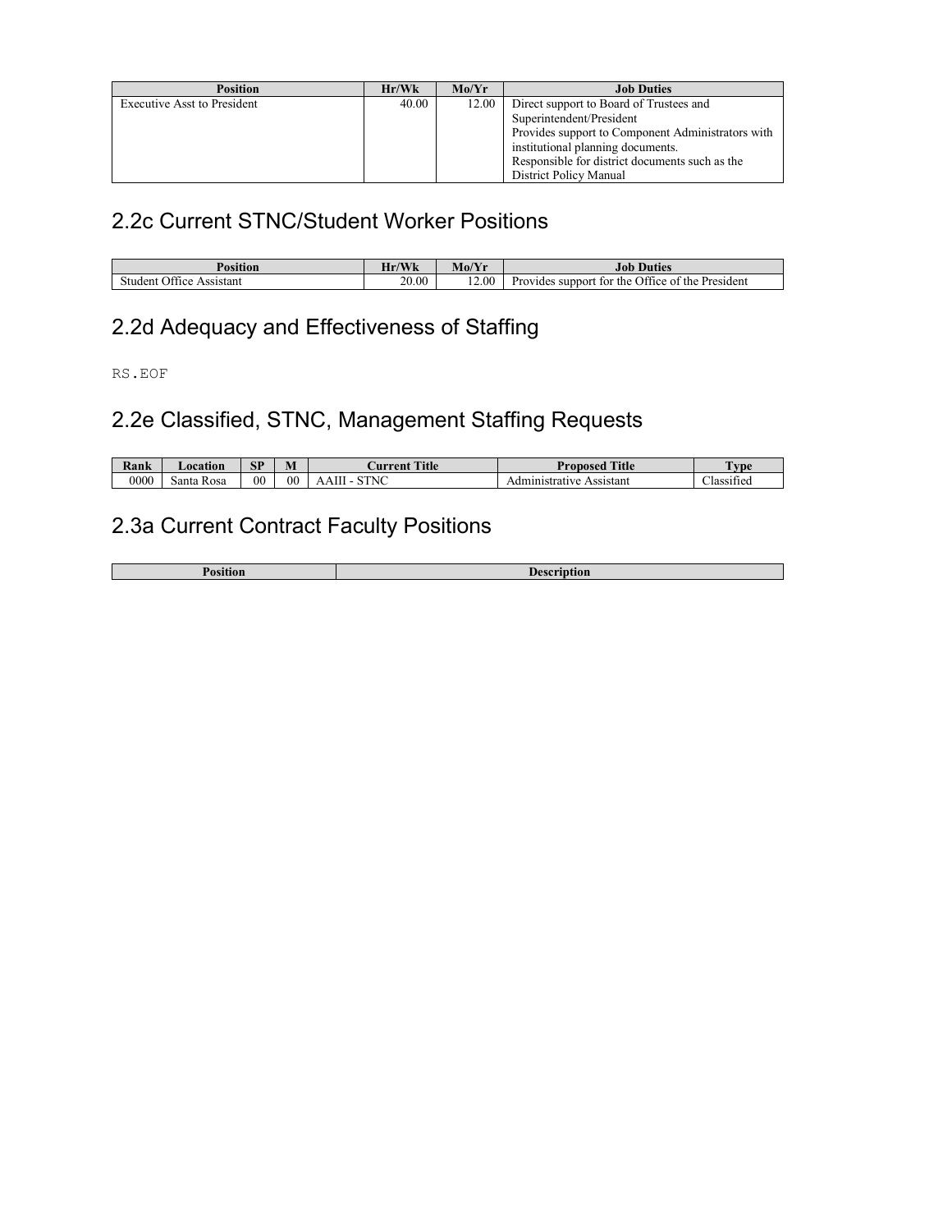| Position | Hr/Wk | Mo/Yr | Job Duties |
| --- | --- | --- | --- |
| Executive Asst to President | 40.00 | 12.00 | Direct support to Board of Trustees and Superintendent/President<br>Provides support to Component Administrators with institutional planning documents.<br>Responsible for district documents such as the District Policy Manual |

## 2.2c Current STNC/Student Worker Positions

| Position | Hr/Wk | Mo/Yr | Job Duties |
| --- | --- | --- | --- |
| Student Office Assistant | 20.00 | 12.00 | Provides support for the Office of the President |

## 2.2d Adequacy and Effectiveness of Staffing

RS.EOF

## 2.2e Classified, STNC, Management Staffing Requests

| Rank | Location | SP | M | Current Title | Proposed Title | Type |
| --- | --- | --- | --- | --- | --- | --- |
| 0000 | Santa Rosa | 00 | 00 | AAIII - STNC | Administrative Assistant | Classified |

## 2.3a Current Contract Faculty Positions

| Position | Description |
| --- | --- |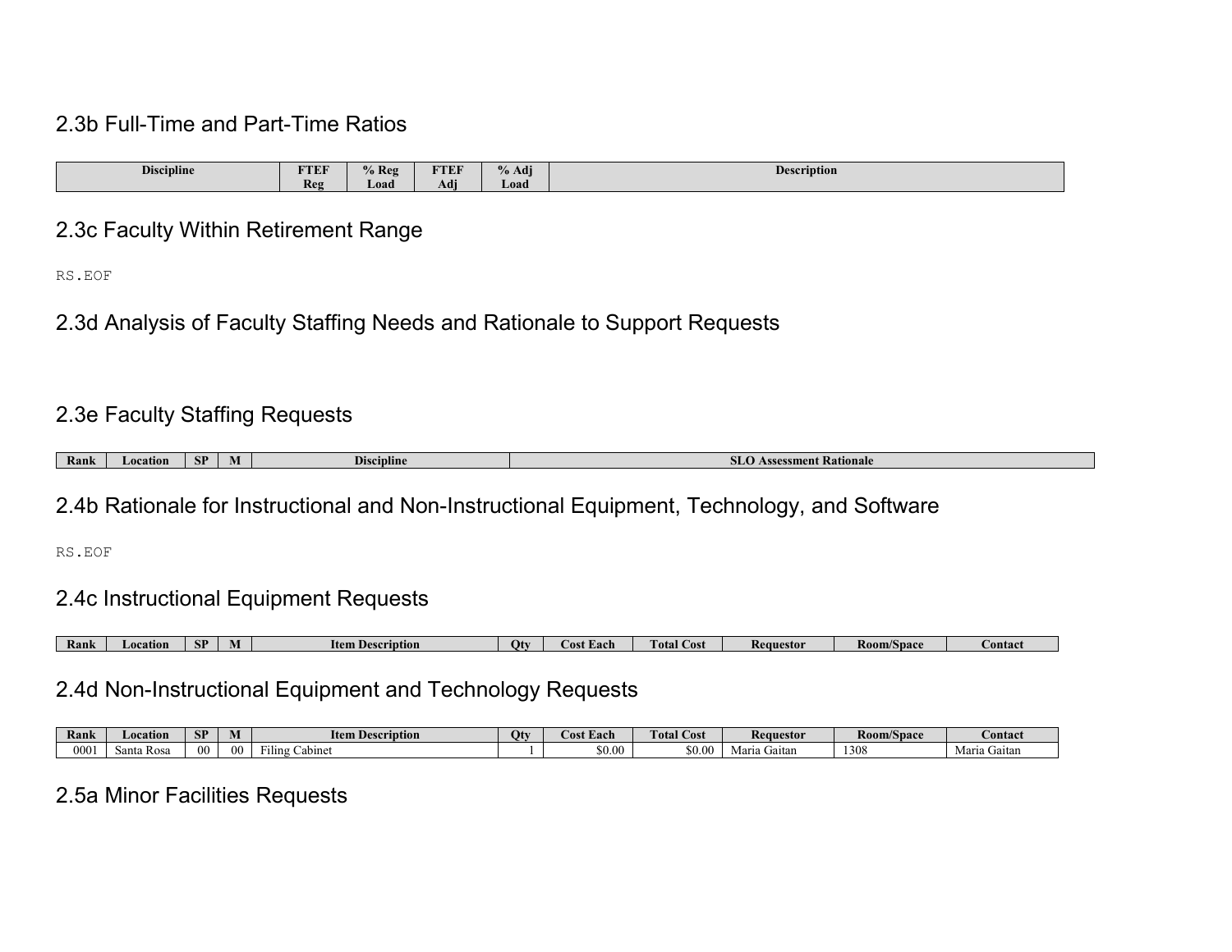## 2.3b Full-Time and Part-Time Ratios

| Discipline | FTEF Reg | % Reg Load | FTEF Adj | % Adj Load | Description |
|---|---|---|---|---|---|

## 2.3c Faculty Within Retirement Range

RS.EOF

## 2.3d Analysis of Faculty Staffing Needs and Rationale to Support Requests

## 2.3e Faculty Staffing Requests

| Rank | Location | SP | M | Discipline | SLO Assessment Rationale |
|---|---|---|---|---|---|

## 2.4b Rationale for Instructional and Non-Instructional Equipment, Technology, and Software

RS.EOF

## 2.4c Instructional Equipment Requests

| Rank | Location | SP | M | Item Description | Qty | Cost Each | Total Cost | Requestor | Room/Space | Contact |
|---|---|---|---|---|---|---|---|---|---|---|

## 2.4d Non-Instructional Equipment and Technology Requests

| Rank | Location | SP | M | Item Description | Qty | Cost Each | Total Cost | Requestor | Room/Space | Contact |
|---|---|---|---|---|---|---|---|---|---|---|
| 0001 | Santa Rosa | 00 | 00 | Filing Cabinet | 1 | $0.00 | $0.00 | Maria Gaitan | 1308 | Maria Gaitan |

## 2.5a Minor Facilities Requests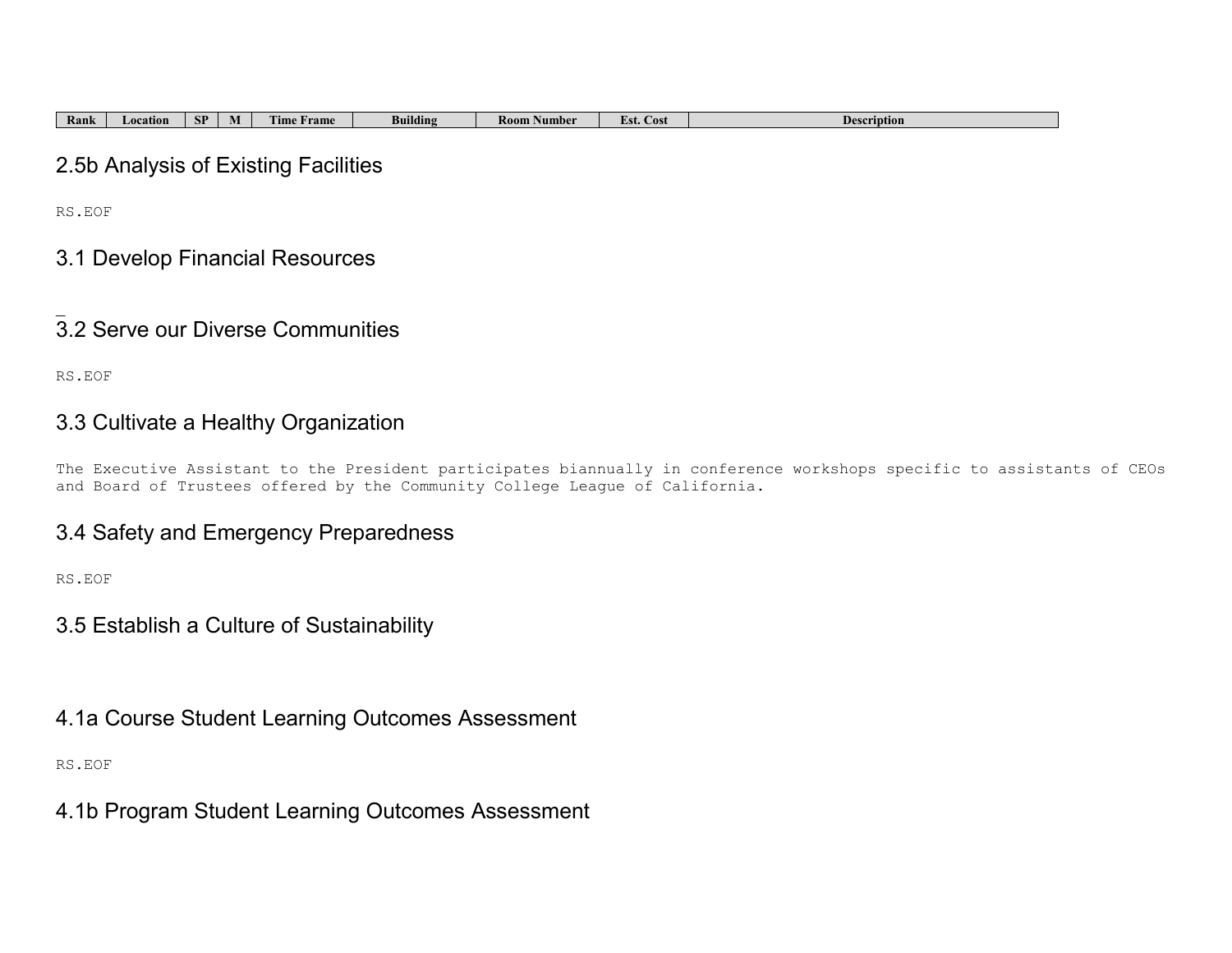| Rank | Location | SP | M | Time Frame | Building | Room Number | Est. Cost | Description |
|---|---|---|---|---|---|---|---|---|

## 2.5b Analysis of Existing Facilities

RS.EOF

## 3.1 Develop Financial Resources

## 3.2 Serve our Diverse Communities

RS.EOF

## 3.3 Cultivate a Healthy Organization

The Executive Assistant to the President participates biannually in conference workshops specific to assistants of CEOs and Board of Trustees offered by the Community College League of California.

## 3.4 Safety and Emergency Preparedness

RS.EOF

## 3.5 Establish a Culture of Sustainability

## 4.1a Course Student Learning Outcomes Assessment

RS.EOF

## 4.1b Program Student Learning Outcomes Assessment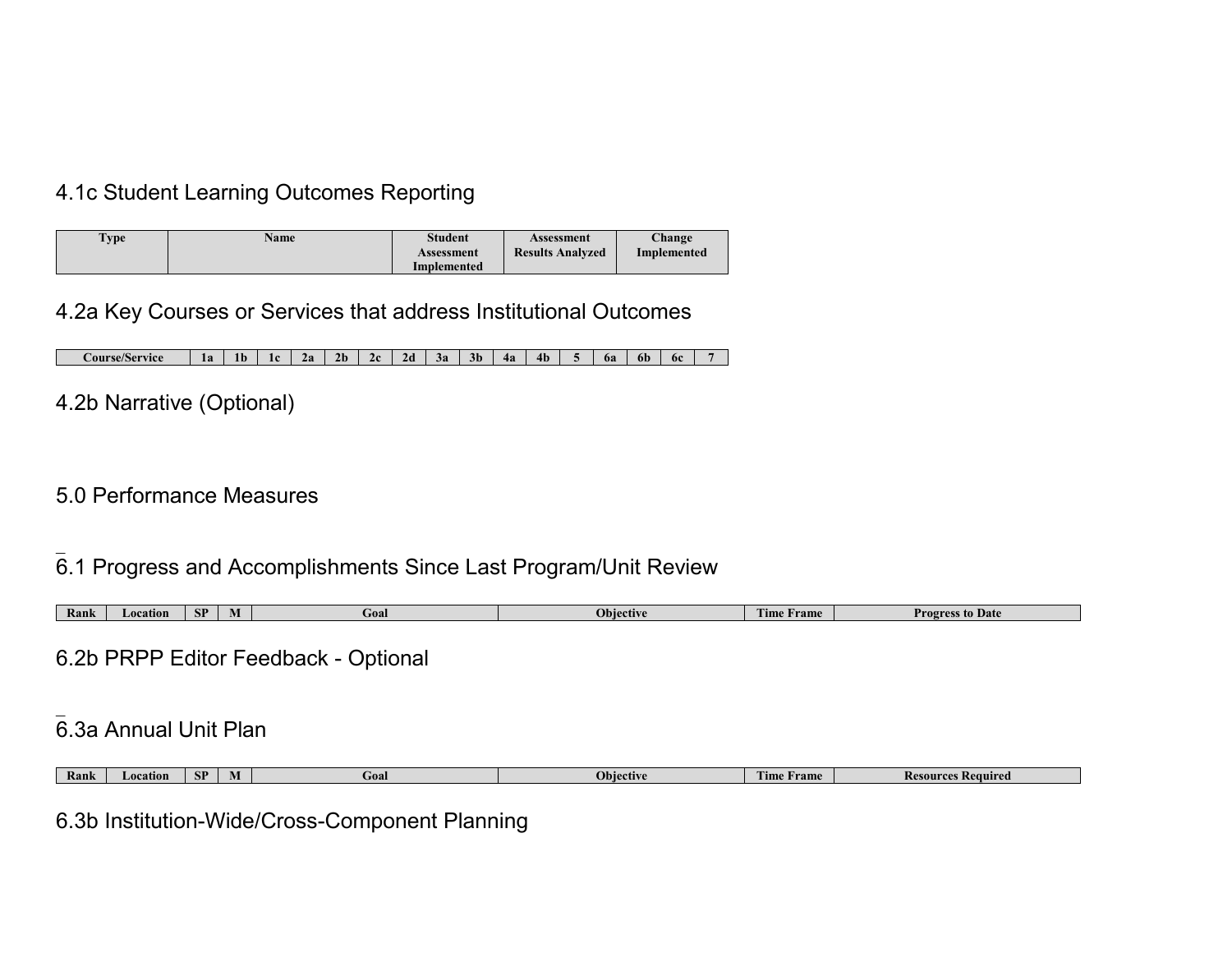## 4.1c Student Learning Outcomes Reporting

| Type | Name | Student Assessment Implemented | Assessment Results Analyzed | Change Implemented |
|---|---|---|---|---|

## 4.2a Key Courses or Services that address Institutional Outcomes

| Course/Service | 1a | 1b | 1c | 2a | 2b | 2c | 2d | 3a | 3b | 4a | 4b | 5 | 6a | 6b | 6c | 7 |
|---|---|---|---|---|---|---|---|---|---|---|---|---|---|---|---|---|

## 4.2b Narrative (Optional)

## 5.0 Performance Measures

## 6.1 Progress and Accomplishments Since Last Program/Unit Review

| Rank | Location | SP | M | Goal | Objective | Time Frame | Progress to Date |
|---|---|---|---|---|---|---|---|

## 6.2b PRPP Editor Feedback - Optional

## 6.3a Annual Unit Plan

| Rank | Location | SP | M | Goal | Objective | Time Frame | Resources Required |
|---|---|---|---|---|---|---|---|

## 6.3b Institution-Wide/Cross-Component Planning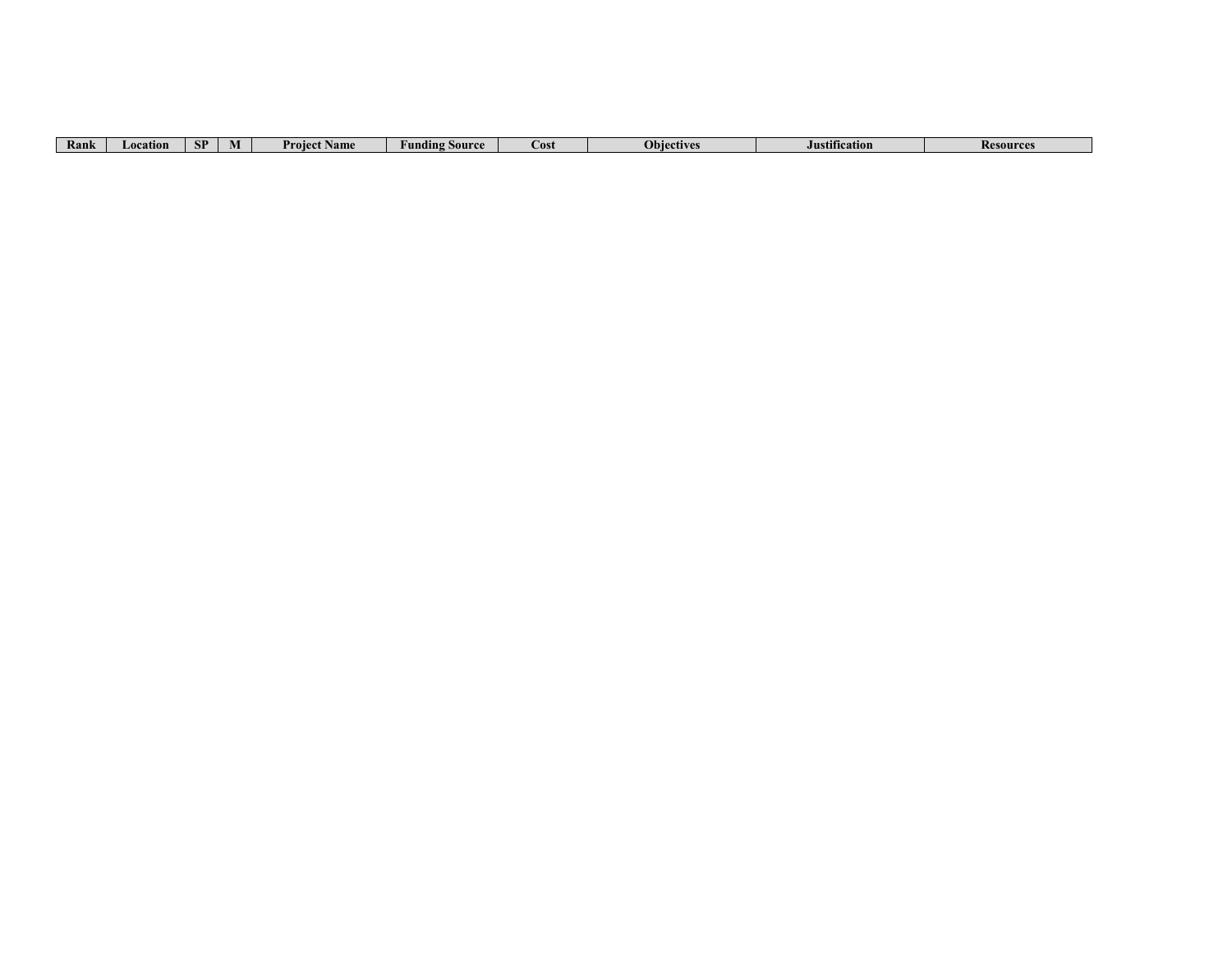| Rank | Location | SP | M | Project Name | Funding Source | Cost | Objectives | Justification | Resources |
|---|---|---|---|---|---|---|---|---|---|